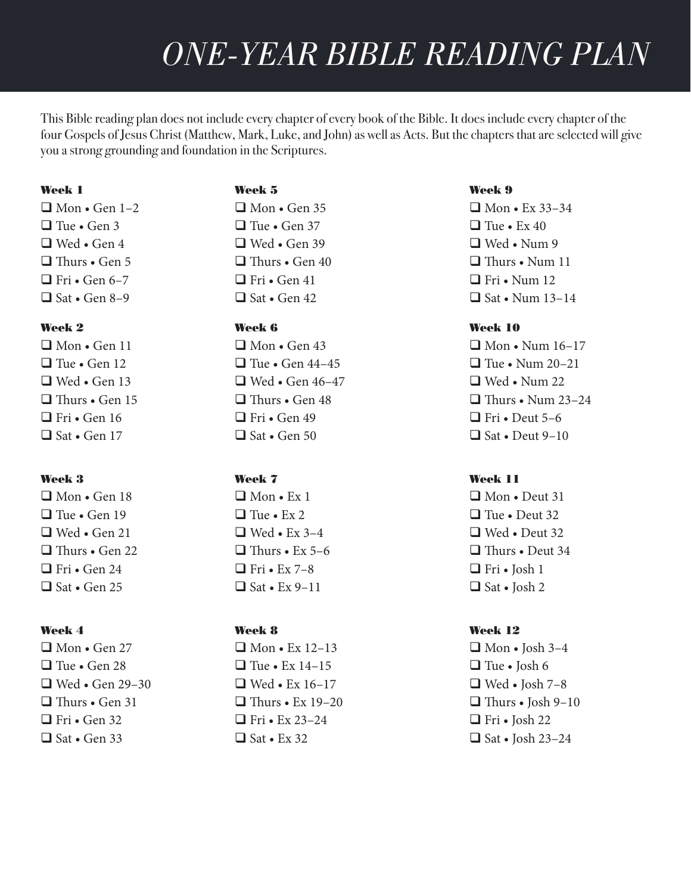# *ONE-YEAR BIBLE READING PLAN*

This Bible reading plan does not include every chapter of every book of the Bible. It does include every chapter of the four Gospels of Jesus Christ (Matthew, Mark, Luke, and John) as well as Acts. But the chapters that are selected will give you a strong grounding and foundation in the Scriptures.

**Week 1**

- ❑ Mon • Gen 1–2
- ❑ Tue • Gen 3
- ❑ Wed • Gen 4
- ❑ Thurs • Gen 5
- ❑ Fri • Gen 6–7
- ❑ Sat • Gen 8–9

**Week 2**

- ❑ Mon • Gen 11
- ❑ Tue • Gen 12
- ❑ Wed • Gen 13
- ❑ Thurs • Gen 15
- ❑ Fri • Gen 16
- ❑ Sat • Gen 17

**Week 3**

- ❑ Mon • Gen 18
- ❑ Tue • Gen 19
- ❑ Wed • Gen 21
- ❑ Thurs • Gen 22
- ❑ Fri • Gen 24
- ❑ Sat • Gen 25

**Week 4**

- ❑ Mon • Gen 27
- ❑ Tue • Gen 28
- ❑ Wed • Gen 29–30
- ❑ Thurs • Gen 31
- ❑ Fri • Gen 32
- ❑ Sat • Gen 33

**Week 5**

- ❑ Mon • Gen 35
- ❑ Tue • Gen 37
- ❑ Wed • Gen 39
- ❑ Thurs • Gen 40
- ❑ Fri • Gen 41
- ❑ Sat • Gen 42

**Week 6**

- ❑ Mon • Gen 43
- ❑ Tue • Gen 44–45
- ❑ Wed • Gen 46–47
- ❑ Thurs • Gen 48
- ❑ Fri • Gen 49
- ❑ Sat • Gen 50

**Week 7**

- ❑ Mon • Ex 1
- ❑ Tue • Ex 2
- ❑ Wed • Ex 3–4
- ❑ Thurs • Ex 5–6
- ❑ Fri • Ex 7–8
- ❑ Sat • Ex 9–11

**Week 8**

- ❑ Mon • Ex 12–13
- ❑ Tue • Ex 14–15
- ❑ Wed • Ex 16–17
- ❑ Thurs • Ex 19–20
- ❑ Fri • Ex 23–24
- ❑ Sat • Ex 32

**Week 9**

- ❑ Mon • Ex 33–34
- ❑ Tue • Ex 40
- ❑ Wed • Num 9
- ❑ Thurs • Num 11
- ❑ Fri • Num 12
- ❑ Sat • Num 13–14

**Week 10**

- ❑ Mon • Num 16–17
- ❑ Tue • Num 20–21
- ❑ Wed • Num 22
- ❑ Thurs • Num 23–24
- ❑ Fri • Deut 5–6
- ❑ Sat • Deut 9–10

**Week 11**

- ❑ Mon • Deut 31
- ❑ Tue • Deut 32
- ❑ Wed • Deut 32
- ❑ Thurs • Deut 34
- ❑ Fri • Josh 1
- ❑ Sat • Josh 2

**Week 12**

- ❑ Mon • Josh 3–4
- ❑ Tue • Josh 6
- ❑ Wed • Josh 7–8
- ❑ Thurs • Josh 9–10
- ❑ Fri • Josh 22
- ❑ Sat • Josh 23–24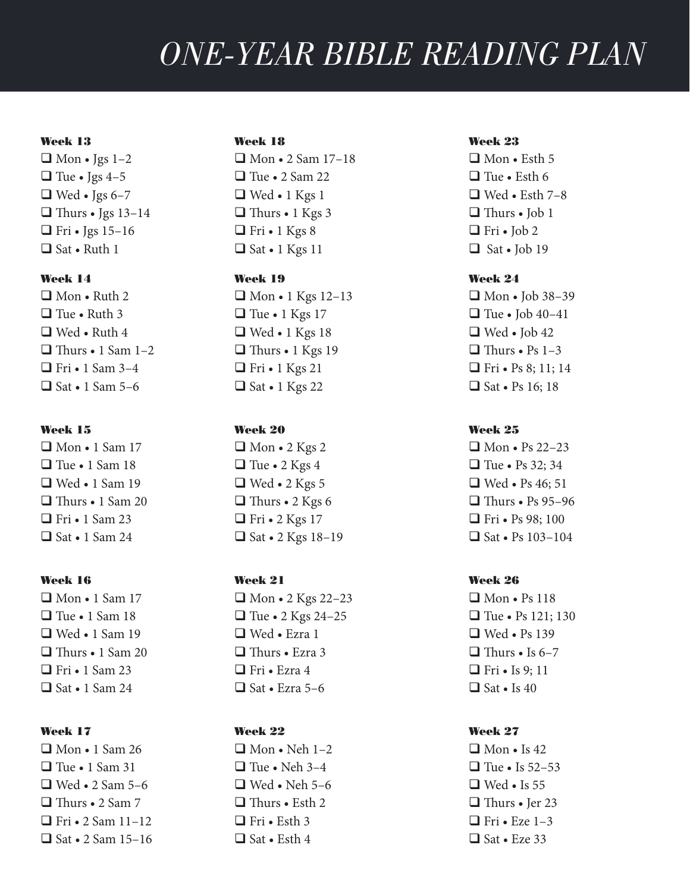# ONE-YEAR BIBLE READING PLAN

**Week 13**
- ❑ Mon • Jgs 1–2
- ❑ Tue • Jgs 4–5
- ❑ Wed • Jgs 6–7
- ❑ Thurs • Jgs 13–14
- ❑ Fri • Jgs 15–16
- ❑ Sat • Ruth 1

**Week 14**
- ❑ Mon • Ruth 2
- ❑ Tue • Ruth 3
- ❑ Wed • Ruth 4
- ❑ Thurs • 1 Sam 1–2
- ❑ Fri • 1 Sam 3–4
- ❑ Sat • 1 Sam 5–6

**Week 15**
- ❑ Mon • 1 Sam 17
- ❑ Tue • 1 Sam 18
- ❑ Wed • 1 Sam 19
- ❑ Thurs • 1 Sam 20
- ❑ Fri • 1 Sam 23
- ❑ Sat • 1 Sam 24

**Week 16**
- ❑ Mon • 1 Sam 17
- ❑ Tue • 1 Sam 18
- ❑ Wed • 1 Sam 19
- ❑ Thurs • 1 Sam 20
- ❑ Fri • 1 Sam 23
- ❑ Sat • 1 Sam 24

**Week 17**
- ❑ Mon • 1 Sam 26
- ❑ Tue • 1 Sam 31
- ❑ Wed • 2 Sam 5–6
- ❑ Thurs • 2 Sam 7
- ❑ Fri • 2 Sam 11–12
- ❑ Sat • 2 Sam 15–16

**Week 18**
- ❑ Mon • 2 Sam 17–18
- ❑ Tue • 2 Sam 22
- ❑ Wed • 1 Kgs 1
- ❑ Thurs • 1 Kgs 3
- ❑ Fri • 1 Kgs 8
- ❑ Sat • 1 Kgs 11

**Week 19**
- ❑ Mon • 1 Kgs 12–13
- ❑ Tue • 1 Kgs 17
- ❑ Wed • 1 Kgs 18
- ❑ Thurs • 1 Kgs 19
- ❑ Fri • 1 Kgs 21
- ❑ Sat • 1 Kgs 22

**Week 20**
- ❑ Mon • 2 Kgs 2
- ❑ Tue • 2 Kgs 4
- ❑ Wed • 2 Kgs 5
- ❑ Thurs • 2 Kgs 6
- ❑ Fri • 2 Kgs 17
- ❑ Sat • 2 Kgs 18–19

**Week 21**
- ❑ Mon • 2 Kgs 22–23
- ❑ Tue • 2 Kgs 24–25
- ❑ Wed • Ezra 1
- ❑ Thurs • Ezra 3
- ❑ Fri • Ezra 4
- ❑ Sat • Ezra 5–6

**Week 22**
- ❑ Mon • Neh 1–2
- ❑ Tue • Neh 3–4
- ❑ Wed • Neh 5–6
- ❑ Thurs • Esth 2
- ❑ Fri • Esth 3
- ❑ Sat • Esth 4

**Week 23**
- ❑ Mon • Esth 5
- ❑ Tue • Esth 6
- ❑ Wed • Esth 7–8
- ❑ Thurs • Job 1
- ❑ Fri • Job 2
- ❑ Sat • Job 19

**Week 24**
- ❑ Mon • Job 38–39
- ❑ Tue • Job 40–41
- ❑ Wed • Job 42
- ❑ Thurs • Ps 1–3
- ❑ Fri • Ps 8; 11; 14
- ❑ Sat • Ps 16; 18

**Week 25**
- ❑ Mon • Ps 22–23
- ❑ Tue • Ps 32; 34
- ❑ Wed • Ps 46; 51
- ❑ Thurs • Ps 95–96
- ❑ Fri • Ps 98; 100
- ❑ Sat • Ps 103–104

**Week 26**
- ❑ Mon • Ps 118
- ❑ Tue • Ps 121; 130
- ❑ Wed • Ps 139
- ❑ Thurs • Is 6–7
- ❑ Fri • Is 9; 11
- ❑ Sat • Is 40

**Week 27**
- ❑ Mon • Is 42
- ❑ Tue • Is 52–53
- ❑ Wed • Is 55
- ❑ Thurs • Jer 23
- ❑ Fri • Eze 1–3
- ❑ Sat • Eze 33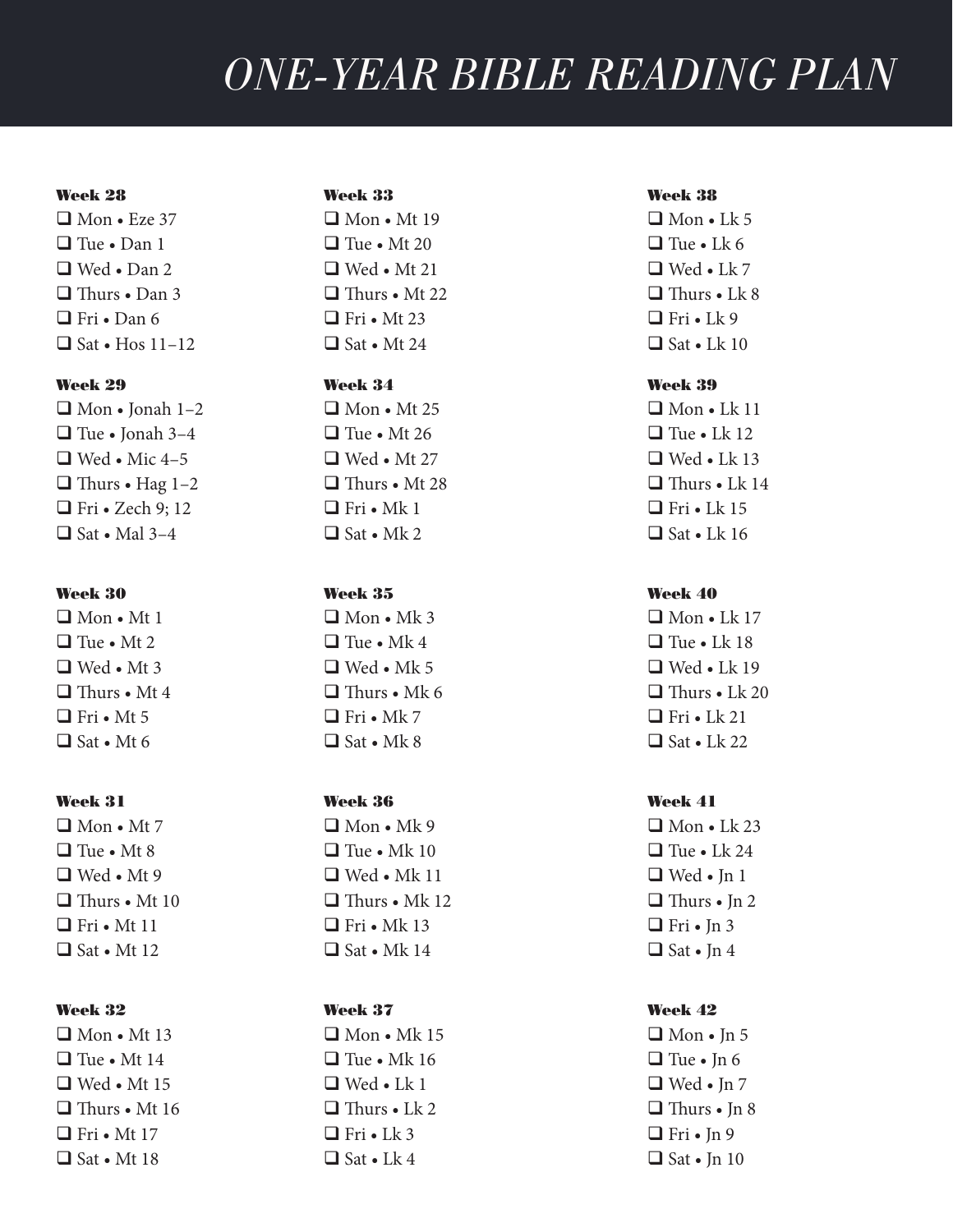// ONE-YEAR BIBLE READING PLAN

#### Week 28
- ❑ Mon • Eze 37
- ❑ Tue • Dan 1
- ❑ Wed • Dan 2
- ❑ Thurs • Dan 3
- ❑ Fri • Dan 6
- ❑ Sat • Hos 11–12

#### Week 29
- ❑ Mon • Jonah 1–2
- ❑ Tue • Jonah 3–4
- ❑ Wed • Mic 4–5
- ❑ Thurs • Hag 1–2
- ❑ Fri • Zech 9; 12
- ❑ Sat • Mal 3–4

#### Week 30
- ❑ Mon • Mt 1
- ❑ Tue • Mt 2
- ❑ Wed • Mt 3
- ❑ Thurs • Mt 4
- ❑ Fri • Mt 5
- ❑ Sat • Mt 6

#### Week 31
- ❑ Mon • Mt 7
- ❑ Tue • Mt 8
- ❑ Wed • Mt 9
- ❑ Thurs • Mt 10
- ❑ Fri • Mt 11
- ❑ Sat • Mt 12

#### Week 32
- ❑ Mon • Mt 13
- ❑ Tue • Mt 14
- ❑ Wed • Mt 15
- ❑ Thurs • Mt 16
- ❑ Fri • Mt 17
- ❑ Sat • Mt 18

#### Week 33
- ❑ Mon • Mt 19
- ❑ Tue • Mt 20
- ❑ Wed • Mt 21
- ❑ Thurs • Mt 22
- ❑ Fri • Mt 23
- ❑ Sat • Mt 24

#### Week 34
- ❑ Mon • Mt 25
- ❑ Tue • Mt 26
- ❑ Wed • Mt 27
- ❑ Thurs • Mt 28
- ❑ Fri • Mk 1
- ❑ Sat • Mk 2

#### Week 35
- ❑ Mon • Mk 3
- ❑ Tue • Mk 4
- ❑ Wed • Mk 5
- ❑ Thurs • Mk 6
- ❑ Fri • Mk 7
- ❑ Sat • Mk 8

#### Week 36
- ❑ Mon • Mk 9
- ❑ Tue • Mk 10
- ❑ Wed • Mk 11
- ❑ Thurs • Mk 12
- ❑ Fri • Mk 13
- ❑ Sat • Mk 14

#### Week 37
- ❑ Mon • Mk 15
- ❑ Tue • Mk 16
- ❑ Wed • Lk 1
- ❑ Thurs • Lk 2
- ❑ Fri • Lk 3
- ❑ Sat • Lk 4

#### Week 38
- ❑ Mon • Lk 5
- ❑ Tue • Lk 6
- ❑ Wed • Lk 7
- ❑ Thurs • Lk 8
- ❑ Fri • Lk 9
- ❑ Sat • Lk 10

#### Week 39
- ❑ Mon • Lk 11
- ❑ Tue • Lk 12
- ❑ Wed • Lk 13
- ❑ Thurs • Lk 14
- ❑ Fri • Lk 15
- ❑ Sat • Lk 16

#### Week 40
- ❑ Mon • Lk 17
- ❑ Tue • Lk 18
- ❑ Wed • Lk 19
- ❑ Thurs • Lk 20
- ❑ Fri • Lk 21
- ❑ Sat • Lk 22

#### Week 41
- ❑ Mon • Lk 23
- ❑ Tue • Lk 24
- ❑ Wed • Jn 1
- ❑ Thurs • Jn 2
- ❑ Fri • Jn 3
- ❑ Sat • Jn 4

#### Week 42
- ❑ Mon • Jn 5
- ❑ Tue • Jn 6
- ❑ Wed • Jn 7
- ❑ Thurs • Jn 8
- ❑ Fri • Jn 9
- ❑ Sat • Jn 10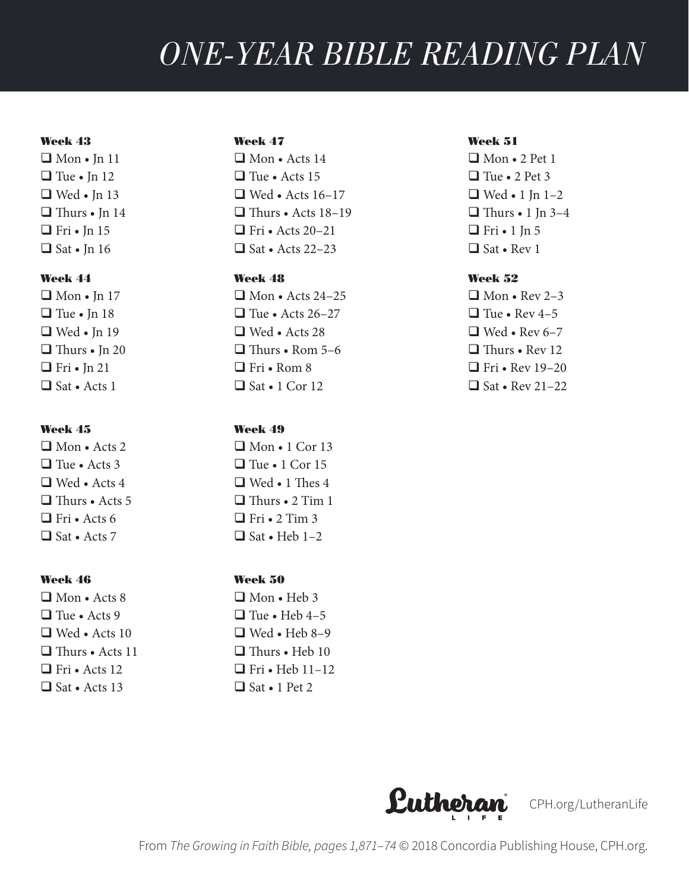# ONE-YEAR BIBLE READING PLAN

**Week 43**
- ❑ Mon • Jn 11
- ❑ Tue • Jn 12
- ❑ Wed • Jn 13
- ❑ Thurs • Jn 14
- ❑ Fri • Jn 15
- ❑ Sat • Jn 16

**Week 44**
- ❑ Mon • Jn 17
- ❑ Tue • Jn 18
- ❑ Wed • Jn 19
- ❑ Thurs • Jn 20
- ❑ Fri • Jn 21
- ❑ Sat • Acts 1

**Week 45**
- ❑ Mon • Acts 2
- ❑ Tue • Acts 3
- ❑ Wed • Acts 4
- ❑ Thurs • Acts 5
- ❑ Fri • Acts 6
- ❑ Sat • Acts 7

**Week 46**
- ❑ Mon • Acts 8
- ❑ Tue • Acts 9
- ❑ Wed • Acts 10
- ❑ Thurs • Acts 11
- ❑ Fri • Acts 12
- ❑ Sat • Acts 13

**Week 47**
- ❑ Mon • Acts 14
- ❑ Tue • Acts 15
- ❑ Wed • Acts 16–17
- ❑ Thurs • Acts 18–19
- ❑ Fri • Acts 20–21
- ❑ Sat • Acts 22–23

**Week 48**
- ❑ Mon • Acts 24–25
- ❑ Tue • Acts 26–27
- ❑ Wed • Acts 28
- ❑ Thurs • Rom 5–6
- ❑ Fri • Rom 8
- ❑ Sat • 1 Cor 12

**Week 49**
- ❑ Mon • 1 Cor 13
- ❑ Tue • 1 Cor 15
- ❑ Wed • 1 Thes 4
- ❑ Thurs • 2 Tim 1
- ❑ Fri • 2 Tim 3
- ❑ Sat • Heb 1–2

**Week 50**
- ❑ Mon • Heb 3
- ❑ Tue • Heb 4–5
- ❑ Wed • Heb 8–9
- ❑ Thurs • Heb 10
- ❑ Fri • Heb 11–12
- ❑ Sat • 1 Pet 2

**Week 51**
- ❑ Mon • 2 Pet 1
- ❑ Tue • 2 Pet 3
- ❑ Wed • 1 Jn 1–2
- ❑ Thurs • 1 Jn 3–4
- ❑ Fri • 1 Jn 5
- ❑ Sat • Rev 1

**Week 52**
- ❑ Mon • Rev 2–3
- ❑ Tue • Rev 4–5
- ❑ Wed • Rev 6–7
- ❑ Thurs • Rev 12
- ❑ Fri • Rev 19–20
- ❑ Sat • Rev 21–22

Lutheran LIFE CPH.org/LutheranLife

From *The Growing in Faith Bible, pages 1,871–74* © 2018 Concordia Publishing House, CPH.org.